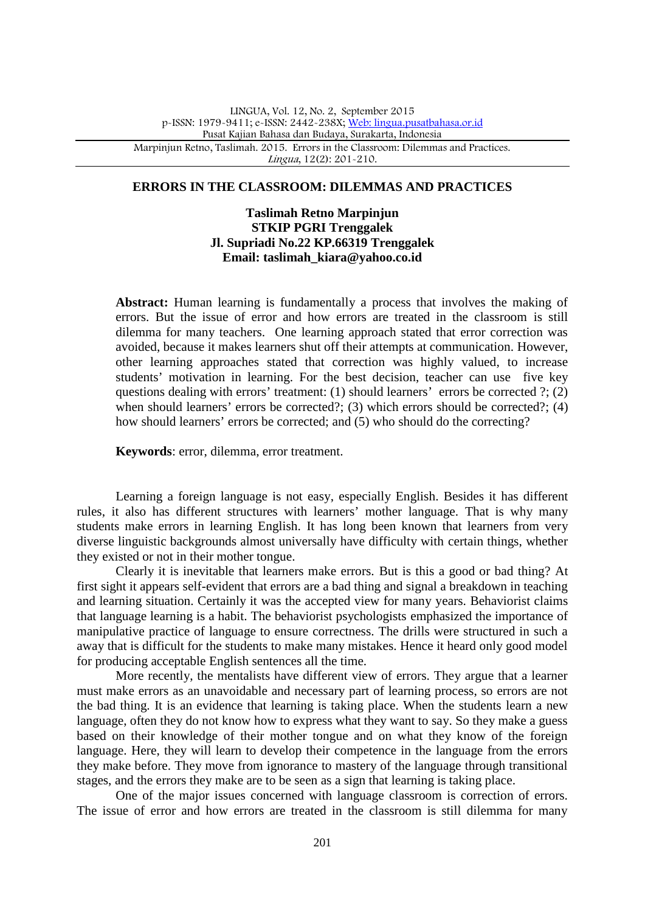# ERRORS IN THE CLASSROOM: DILEMMAS AND PRACTICES

**Taslimah Retno Marpinjun**
**STKIP PGRI Trenggalek**
**Jl. Supriadi No.22 KP.66319 Trenggalek**
**Email: taslimah_kiara@yahoo.co.id**

**Abstract:** Human learning is fundamentally a process that involves the making of errors. But the issue of error and how errors are treated in the classroom is still dilemma for many teachers. One learning approach stated that error correction was avoided, because it makes learners shut off their attempts at communication. However, other learning approaches stated that correction was highly valued, to increase students' motivation in learning. For the best decision, teacher can use five key questions dealing with errors' treatment: (1) should learners' errors be corrected ?; (2) when should learners' errors be corrected?; (3) which errors should be corrected?; (4) how should learners' errors be corrected; and (5) who should do the correcting?

**Keywords**: error, dilemma, error treatment.

Learning a foreign language is not easy, especially English. Besides it has different rules, it also has different structures with learners' mother language. That is why many students make errors in learning English. It has long been known that learners from very diverse linguistic backgrounds almost universally have difficulty with certain things, whether they existed or not in their mother tongue.

Clearly it is inevitable that learners make errors. But is this a good or bad thing? At first sight it appears self-evident that errors are a bad thing and signal a breakdown in teaching and learning situation. Certainly it was the accepted view for many years. Behaviorist claims that language learning is a habit. The behaviorist psychologists emphasized the importance of manipulative practice of language to ensure correctness. The drills were structured in such a away that is difficult for the students to make many mistakes. Hence it heard only good model for producing acceptable English sentences all the time.

More recently, the mentalists have different view of errors. They argue that a learner must make errors as an unavoidable and necessary part of learning process, so errors are not the bad thing. It is an evidence that learning is taking place. When the students learn a new language, often they do not know how to express what they want to say. So they make a guess based on their knowledge of their mother tongue and on what they know of the foreign language. Here, they will learn to develop their competence in the language from the errors they make before. They move from ignorance to mastery of the language through transitional stages, and the errors they make are to be seen as a sign that learning is taking place.

One of the major issues concerned with language classroom is correction of errors. The issue of error and how errors are treated in the classroom is still dilemma for many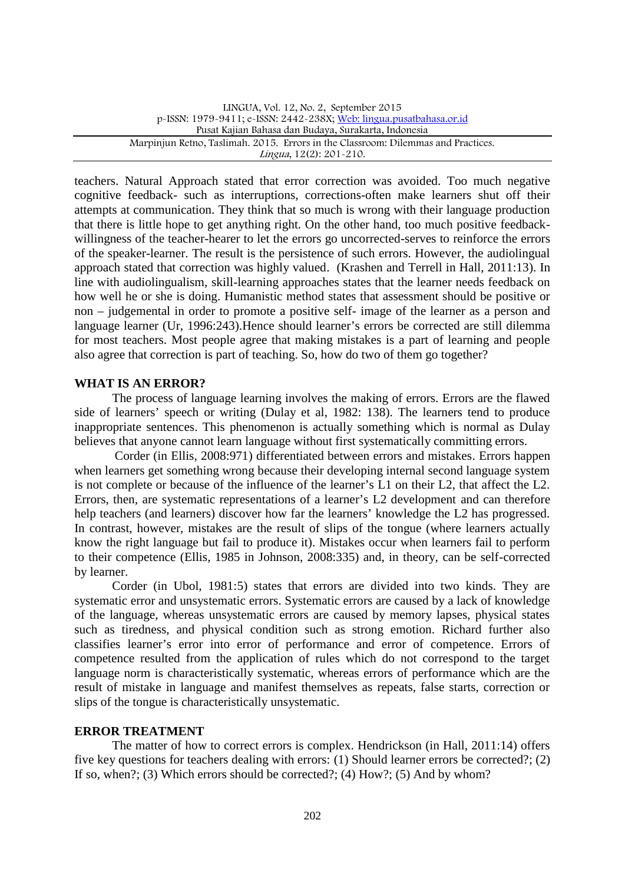teachers. Natural Approach stated that error correction was avoided. Too much negative cognitive feedback- such as interruptions, corrections-often make learners shut off their attempts at communication. They think that so much is wrong with their language production that there is little hope to get anything right. On the other hand, too much positive feedback- willingness of the teacher-hearer to let the errors go uncorrected-serves to reinforce the errors of the speaker-learner. The result is the persistence of such errors. However, the audiolingual approach stated that correction was highly valued. (Krashen and Terrell in Hall, 2011:13). In line with audiolingualism, skill-learning approaches states that the learner needs feedback on how well he or she is doing. Humanistic method states that assessment should be positive or non – judgemental in order to promote a positive self- image of the learner as a person and language learner (Ur, 1996:243).Hence should learner's errors be corrected are still dilemma for most teachers. Most people agree that making mistakes is a part of learning and people also agree that correction is part of teaching. So, how do two of them go together?

## WHAT IS AN ERROR?

The process of language learning involves the making of errors. Errors are the flawed side of learners' speech or writing (Dulay et al, 1982: 138). The learners tend to produce inappropriate sentences. This phenomenon is actually something which is normal as Dulay believes that anyone cannot learn language without first systematically committing errors.

Corder (in Ellis, 2008:971) differentiated between errors and mistakes. Errors happen when learners get something wrong because their developing internal second language system is not complete or because of the influence of the learner's L1 on their L2, that affect the L2. Errors, then, are systematic representations of a learner's L2 development and can therefore help teachers (and learners) discover how far the learners' knowledge the L2 has progressed. In contrast, however, mistakes are the result of slips of the tongue (where learners actually know the right language but fail to produce it). Mistakes occur when learners fail to perform to their competence (Ellis, 1985 in Johnson, 2008:335) and, in theory, can be self-corrected by learner.

Corder (in Ubol, 1981:5) states that errors are divided into two kinds. They are systematic error and unsystematic errors. Systematic errors are caused by a lack of knowledge of the language, whereas unsystematic errors are caused by memory lapses, physical states such as tiredness, and physical condition such as strong emotion. Richard further also classifies learner's error into error of performance and error of competence. Errors of competence resulted from the application of rules which do not correspond to the target language norm is characteristically systematic, whereas errors of performance which are the result of mistake in language and manifest themselves as repeats, false starts, correction or slips of the tongue is characteristically unsystematic.

## ERROR TREATMENT

The matter of how to correct errors is complex. Hendrickson (in Hall, 2011:14) offers five key questions for teachers dealing with errors: (1) Should learner errors be corrected?; (2) If so, when?; (3) Which errors should be corrected?; (4) How?; (5) And by whom?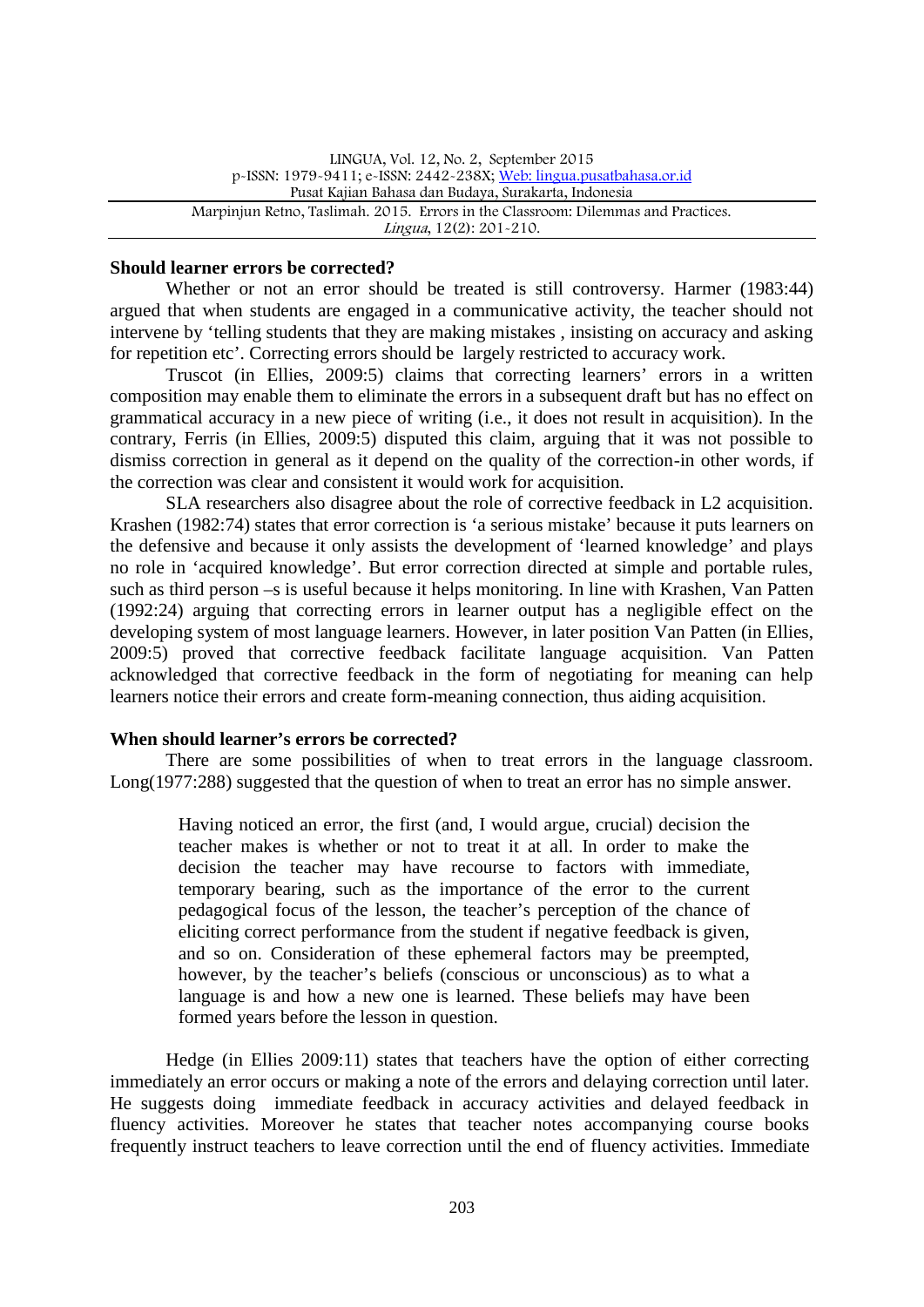**Should learner errors be corrected?**

Whether or not an error should be treated is still controversy. Harmer (1983:44) argued that when students are engaged in a communicative activity, the teacher should not intervene by 'telling students that they are making mistakes , insisting on accuracy and asking for repetition etc'. Correcting errors should be largely restricted to accuracy work.

Truscot (in Ellies, 2009:5) claims that correcting learners' errors in a written composition may enable them to eliminate the errors in a subsequent draft but has no effect on grammatical accuracy in a new piece of writing (i.e., it does not result in acquisition). In the contrary, Ferris (in Ellies, 2009:5) disputed this claim, arguing that it was not possible to dismiss correction in general as it depend on the quality of the correction-in other words, if the correction was clear and consistent it would work for acquisition.

SLA researchers also disagree about the role of corrective feedback in L2 acquisition. Krashen (1982:74) states that error correction is 'a serious mistake' because it puts learners on the defensive and because it only assists the development of 'learned knowledge' and plays no role in 'acquired knowledge'. But error correction directed at simple and portable rules, such as third person –s is useful because it helps monitoring. In line with Krashen, Van Patten (1992:24) arguing that correcting errors in learner output has a negligible effect on the developing system of most language learners. However, in later position Van Patten (in Ellies, 2009:5) proved that corrective feedback facilitate language acquisition. Van Patten acknowledged that corrective feedback in the form of negotiating for meaning can help learners notice their errors and create form-meaning connection, thus aiding acquisition.

**When should learner's errors be corrected?**

There are some possibilities of when to treat errors in the language classroom. Long(1977:288) suggested that the question of when to treat an error has no simple answer.

> Having noticed an error, the first (and, I would argue, crucial) decision the teacher makes is whether or not to treat it at all. In order to make the decision the teacher may have recourse to factors with immediate, temporary bearing, such as the importance of the error to the current pedagogical focus of the lesson, the teacher's perception of the chance of eliciting correct performance from the student if negative feedback is given, and so on. Consideration of these ephemeral factors may be preempted, however, by the teacher's beliefs (conscious or unconscious) as to what a language is and how a new one is learned. These beliefs may have been formed years before the lesson in question.

Hedge (in Ellies 2009:11) states that teachers have the option of either correcting immediately an error occurs or making a note of the errors and delaying correction until later. He suggests doing immediate feedback in accuracy activities and delayed feedback in fluency activities. Moreover he states that teacher notes accompanying course books frequently instruct teachers to leave correction until the end of fluency activities. Immediate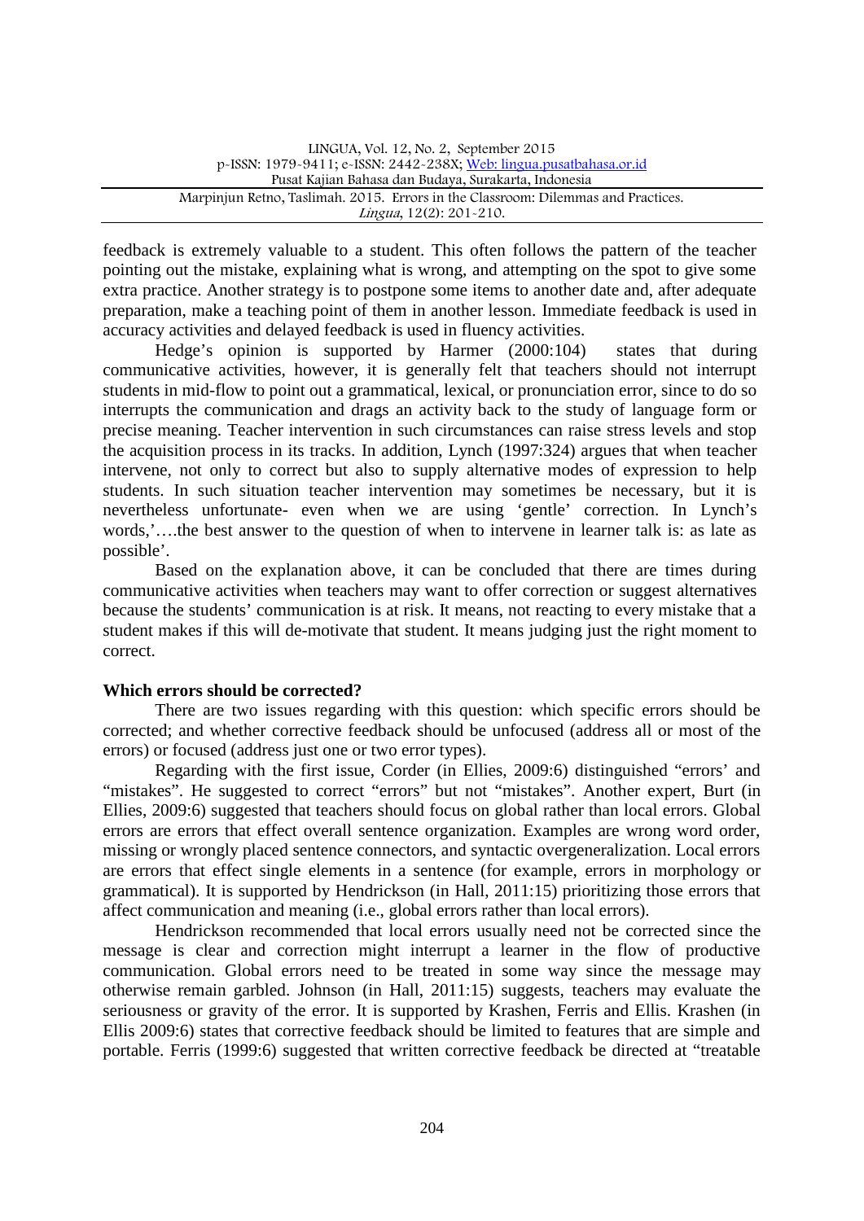feedback is extremely valuable to a student. This often follows the pattern of the teacher pointing out the mistake, explaining what is wrong, and attempting on the spot to give some extra practice. Another strategy is to postpone some items to another date and, after adequate preparation, make a teaching point of them in another lesson. Immediate feedback is used in accuracy activities and delayed feedback is used in fluency activities.

Hedge's opinion is supported by Harmer (2000:104) states that during communicative activities, however, it is generally felt that teachers should not interrupt students in mid-flow to point out a grammatical, lexical, or pronunciation error, since to do so interrupts the communication and drags an activity back to the study of language form or precise meaning. Teacher intervention in such circumstances can raise stress levels and stop the acquisition process in its tracks. In addition, Lynch (1997:324) argues that when teacher intervene, not only to correct but also to supply alternative modes of expression to help students. In such situation teacher intervention may sometimes be necessary, but it is nevertheless unfortunate- even when we are using 'gentle' correction. In Lynch's words,'….the best answer to the question of when to intervene in learner talk is: as late as possible'.

Based on the explanation above, it can be concluded that there are times during communicative activities when teachers may want to offer correction or suggest alternatives because the students' communication is at risk. It means, not reacting to every mistake that a student makes if this will de-motivate that student. It means judging just the right moment to correct.

**Which errors should be corrected?**

There are two issues regarding with this question: which specific errors should be corrected; and whether corrective feedback should be unfocused (address all or most of the errors) or focused (address just one or two error types).

Regarding with the first issue, Corder (in Ellies, 2009:6) distinguished "errors' and "mistakes". He suggested to correct "errors" but not "mistakes". Another expert, Burt (in Ellies, 2009:6) suggested that teachers should focus on global rather than local errors. Global errors are errors that effect overall sentence organization. Examples are wrong word order, missing or wrongly placed sentence connectors, and syntactic overgeneralization. Local errors are errors that effect single elements in a sentence (for example, errors in morphology or grammatical). It is supported by Hendrickson (in Hall, 2011:15) prioritizing those errors that affect communication and meaning (i.e., global errors rather than local errors).

Hendrickson recommended that local errors usually need not be corrected since the message is clear and correction might interrupt a learner in the flow of productive communication. Global errors need to be treated in some way since the message may otherwise remain garbled. Johnson (in Hall, 2011:15) suggests, teachers may evaluate the seriousness or gravity of the error. It is supported by Krashen, Ferris and Ellis. Krashen (in Ellis 2009:6) states that corrective feedback should be limited to features that are simple and portable. Ferris (1999:6) suggested that written corrective feedback be directed at "treatable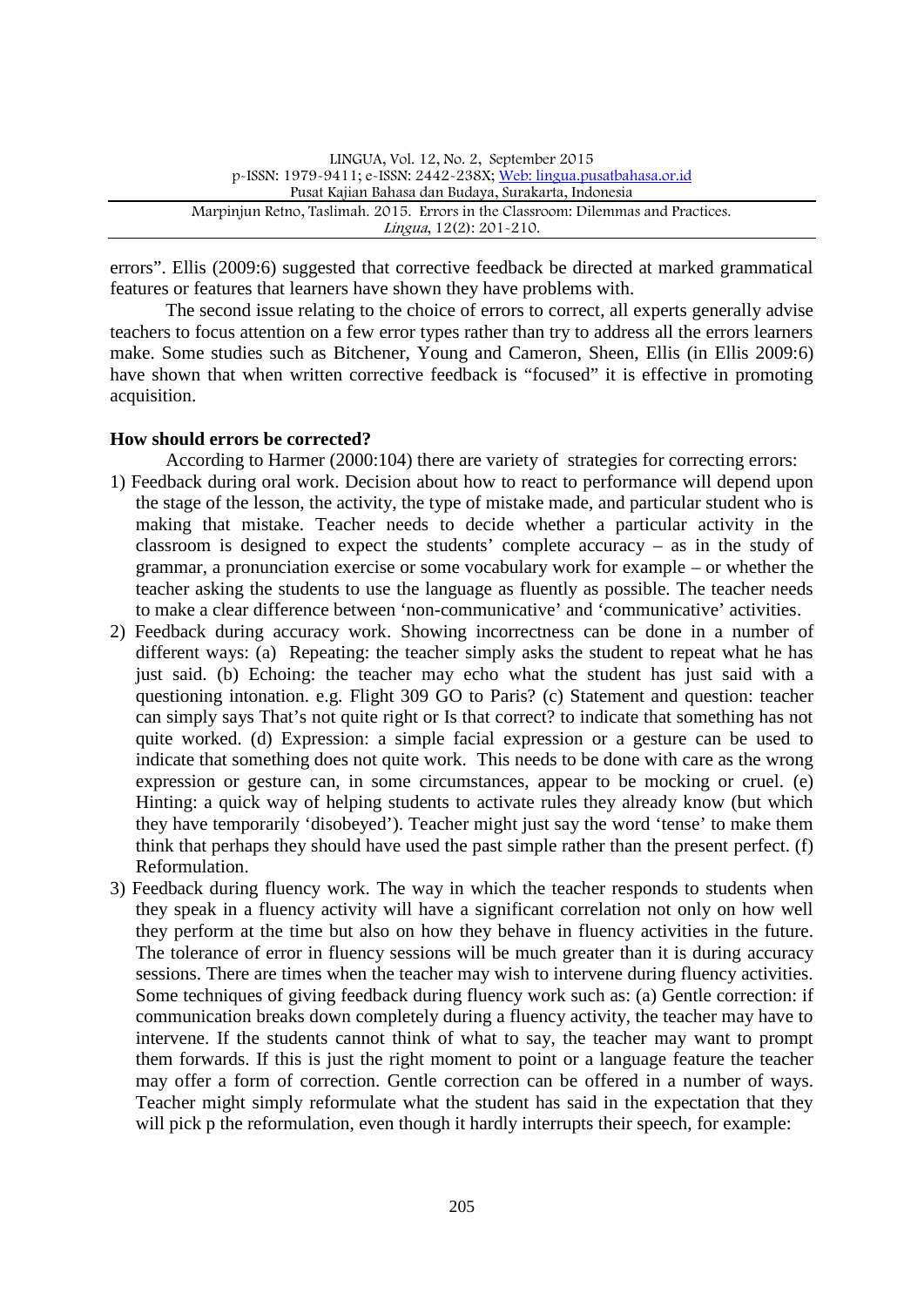errors". Ellis (2009:6) suggested that corrective feedback be directed at marked grammatical features or features that learners have shown they have problems with.

The second issue relating to the choice of errors to correct, all experts generally advise teachers to focus attention on a few error types rather than try to address all the errors learners make. Some studies such as Bitchener, Young and Cameron, Sheen, Ellis (in Ellis 2009:6) have shown that when written corrective feedback is "focused" it is effective in promoting acquisition.

**How should errors be corrected?**

According to Harmer (2000:104) there are variety of strategies for correcting errors:

1) Feedback during oral work. Decision about how to react to performance will depend upon the stage of the lesson, the activity, the type of mistake made, and particular student who is making that mistake. Teacher needs to decide whether a particular activity in the classroom is designed to expect the students' complete accuracy – as in the study of grammar, a pronunciation exercise or some vocabulary work for example – or whether the teacher asking the students to use the language as fluently as possible. The teacher needs to make a clear difference between 'non-communicative' and 'communicative' activities.
2) Feedback during accuracy work. Showing incorrectness can be done in a number of different ways: (a) Repeating: the teacher simply asks the student to repeat what he has just said. (b) Echoing: the teacher may echo what the student has just said with a questioning intonation. e.g. Flight 309 GO to Paris? (c) Statement and question: teacher can simply says That's not quite right or Is that correct? to indicate that something has not quite worked. (d) Expression: a simple facial expression or a gesture can be used to indicate that something does not quite work. This needs to be done with care as the wrong expression or gesture can, in some circumstances, appear to be mocking or cruel. (e) Hinting: a quick way of helping students to activate rules they already know (but which they have temporarily 'disobeyed'). Teacher might just say the word 'tense' to make them think that perhaps they should have used the past simple rather than the present perfect. (f) Reformulation.
3) Feedback during fluency work. The way in which the teacher responds to students when they speak in a fluency activity will have a significant correlation not only on how well they perform at the time but also on how they behave in fluency activities in the future. The tolerance of error in fluency sessions will be much greater than it is during accuracy sessions. There are times when the teacher may wish to intervene during fluency activities. Some techniques of giving feedback during fluency work such as: (a) Gentle correction: if communication breaks down completely during a fluency activity, the teacher may have to intervene. If the students cannot think of what to say, the teacher may want to prompt them forwards. If this is just the right moment to point or a language feature the teacher may offer a form of correction. Gentle correction can be offered in a number of ways. Teacher might simply reformulate what the student has said in the expectation that they will pick p the reformulation, even though it hardly interrupts their speech, for example: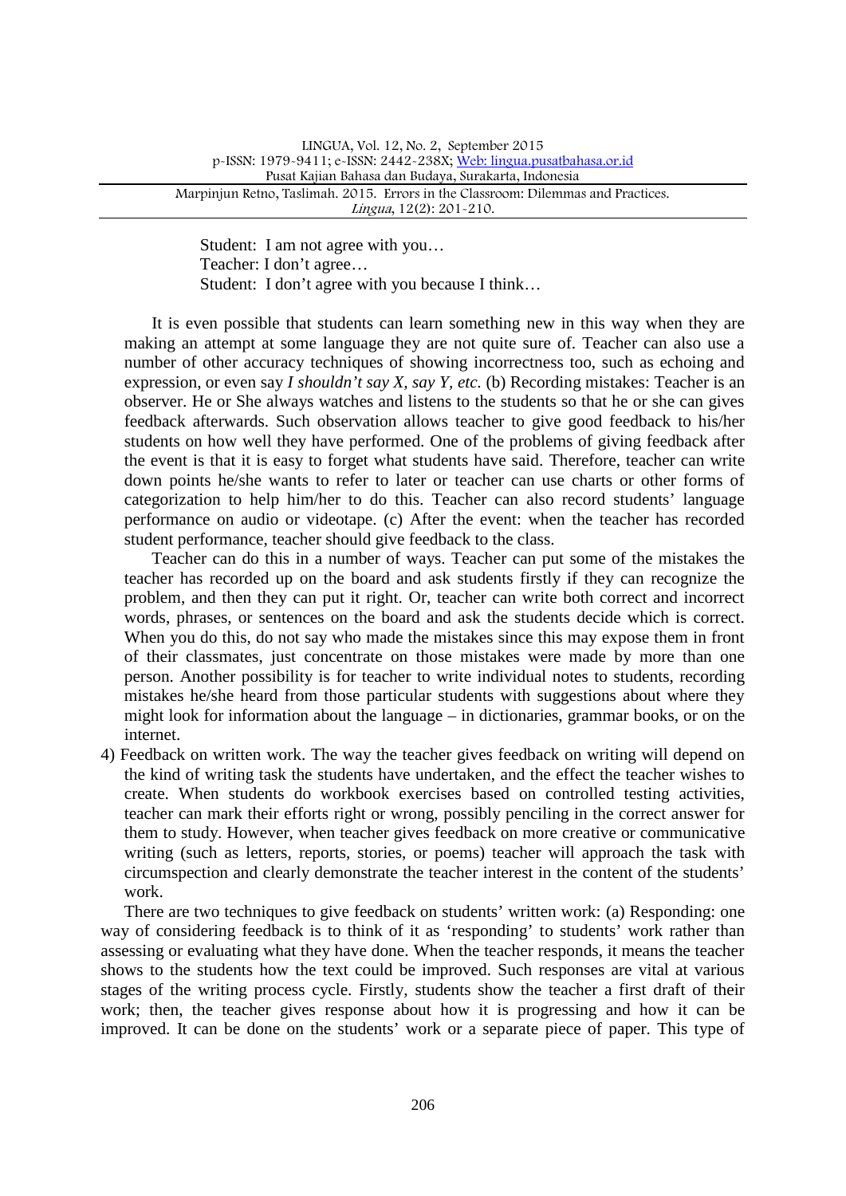Student: I am not agree with you…
Teacher: I don't agree…
Student: I don't agree with you because I think…

It is even possible that students can learn something new in this way when they are making an attempt at some language they are not quite sure of. Teacher can also use a number of other accuracy techniques of showing incorrectness too, such as echoing and expression, or even say *I shouldn't say X, say Y, etc.* (b) Recording mistakes: Teacher is an observer. He or She always watches and listens to the students so that he or she can gives feedback afterwards. Such observation allows teacher to give good feedback to his/her students on how well they have performed. One of the problems of giving feedback after the event is that it is easy to forget what students have said. Therefore, teacher can write down points he/she wants to refer to later or teacher can use charts or other forms of categorization to help him/her to do this. Teacher can also record students' language performance on audio or videotape. (c) After the event: when the teacher has recorded student performance, teacher should give feedback to the class.

Teacher can do this in a number of ways. Teacher can put some of the mistakes the teacher has recorded up on the board and ask students firstly if they can recognize the problem, and then they can put it right. Or, teacher can write both correct and incorrect words, phrases, or sentences on the board and ask the students decide which is correct. When you do this, do not say who made the mistakes since this may expose them in front of their classmates, just concentrate on those mistakes were made by more than one person. Another possibility is for teacher to write individual notes to students, recording mistakes he/she heard from those particular students with suggestions about where they might look for information about the language – in dictionaries, grammar books, or on the internet.

4) Feedback on written work. The way the teacher gives feedback on writing will depend on the kind of writing task the students have undertaken, and the effect the teacher wishes to create. When students do workbook exercises based on controlled testing activities, teacher can mark their efforts right or wrong, possibly penciling in the correct answer for them to study. However, when teacher gives feedback on more creative or communicative writing (such as letters, reports, stories, or poems) teacher will approach the task with circumspection and clearly demonstrate the teacher interest in the content of the students' work.

There are two techniques to give feedback on students' written work: (a) Responding: one way of considering feedback is to think of it as 'responding' to students' work rather than assessing or evaluating what they have done. When the teacher responds, it means the teacher shows to the students how the text could be improved. Such responses are vital at various stages of the writing process cycle. Firstly, students show the teacher a first draft of their work; then, the teacher gives response about how it is progressing and how it can be improved. It can be done on the students' work or a separate piece of paper. This type of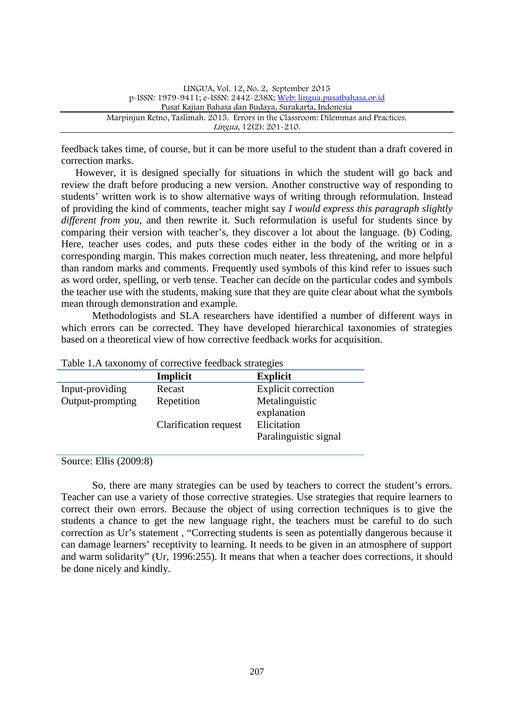feedback takes time, of course, but it can be more useful to the student than a draft covered in correction marks.

However, it is designed specially for situations in which the student will go back and review the draft before producing a new version. Another constructive way of responding to students' written work is to show alternative ways of writing through reformulation. Instead of providing the kind of comments, teacher might say *I would express this paragraph slightly different from you*, and then rewrite it. Such reformulation is useful for students since by comparing their version with teacher's, they discover a lot about the language. (b) Coding. Here, teacher uses codes, and puts these codes either in the body of the writing or in a corresponding margin. This makes correction much neater, less threatening, and more helpful than random marks and comments. Frequently used symbols of this kind refer to issues such as word order, spelling, or verb tense. Teacher can decide on the particular codes and symbols the teacher use with the students, making sure that they are quite clear about what the symbols mean through demonstration and example.

Methodologists and SLA researchers have identified a number of different ways in which errors can be corrected. They have developed hierarchical taxonomies of strategies based on a theoretical view of how corrective feedback works for acquisition.

Table 1.A taxonomy of corrective feedback strategies

| | **Implicit** | **Explicit** |
|---|---|---|
| Input-providing | Recast | Explicit correction |
| Output-prompting | Repetition | Metalinguistic explanation |
| | Clarification request | Elicitation |
| | | Paralinguistic signal |

Source: Ellis (2009:8)

So, there are many strategies can be used by teachers to correct the student's errors. Teacher can use a variety of those corrective strategies. Use strategies that require learners to correct their own errors. Because the object of using correction techniques is to give the students a chance to get the new language right, the teachers must be careful to do such correction as Ur's statement , "Correcting students is seen as potentially dangerous because it can damage learners' receptivity to learning. It needs to be given in an atmosphere of support and warm solidarity" (Ur, 1996:255). It means that when a teacher does corrections, it should be done nicely and kindly.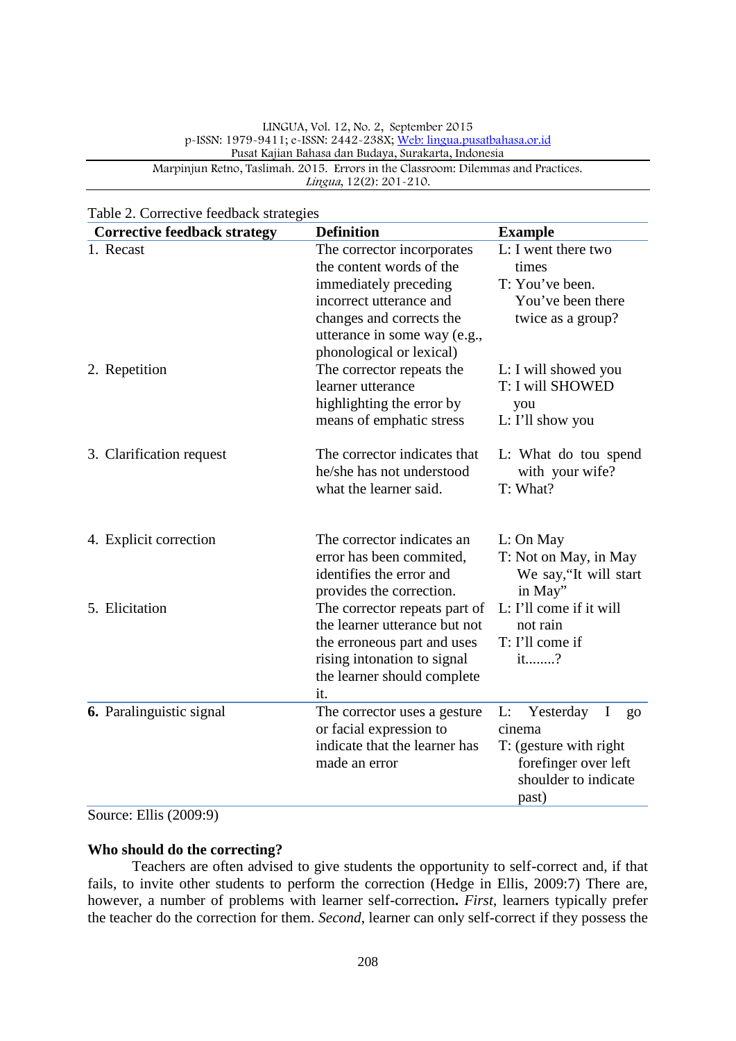Table 2. Corrective feedback strategies

| Corrective feedback strategy | Definition | Example |
|---|---|---|
| 1. Recast | The corrector incorporates the content words of the immediately preceding incorrect utterance and changes and corrects the utterance in some way (e.g., phonological or lexical) | L: I went there two times<br>T: You've been. You've been there twice as a group? |
| 2. Repetition | The corrector repeats the learner utterance highlighting the error by means of emphatic stress | L: I will showed you<br>T: I will SHOWED you<br>L: I'll show you |
| 3. Clarification request | The corrector indicates that he/she has not understood what the learner said. | L: What do tou spend with your wife?<br>T: What? |
| 4. Explicit correction | The corrector indicates an error has been commited, identifies the error and provides the correction. | L: On May<br>T: Not on May, in May We say,"It will start in May" |
| 5. Elicitation | The corrector repeats part of the learner utterance but not the erroneous part and uses rising intonation to signal the learner should complete it. | L: I'll come if it will not rain<br>T: I'll come if it........? |
| **6.** Paralinguistic signal | The corrector uses a gesture or facial expression to indicate that the learner has made an error | L: Yesterday I go cinema<br>T: (gesture with right forefinger over left shoulder to indicate past) |

Source: Ellis (2009:9)

**Who should do the correcting?**

Teachers are often advised to give students the opportunity to self-correct and, if that fails, to invite other students to perform the correction (Hedge in Ellis, 2009:7) There are, however, a number of problems with learner self-correction**.** *First*, learners typically prefer the teacher do the correction for them. *Second*, learner can only self-correct if they possess the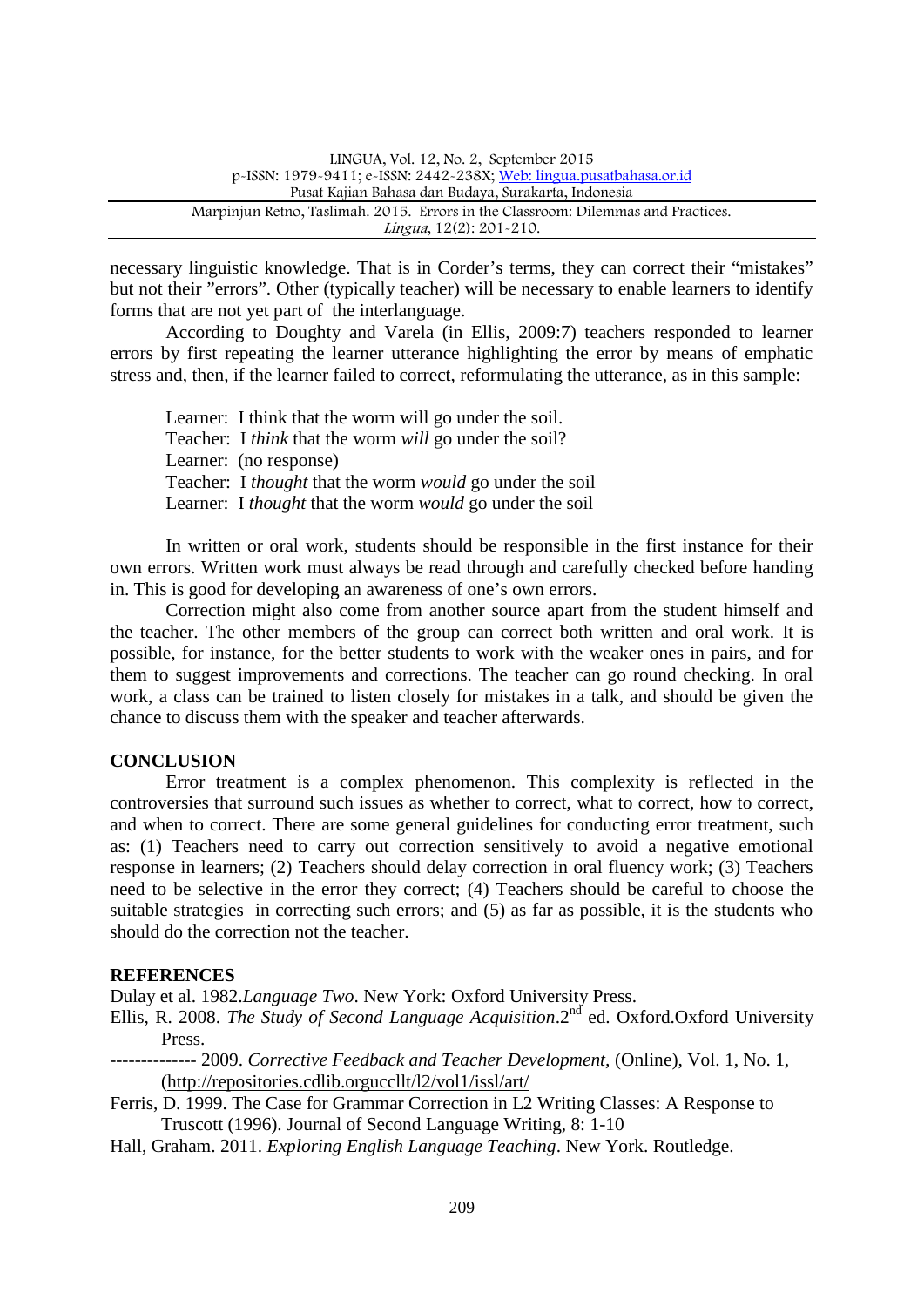necessary linguistic knowledge. That is in Corder's terms, they can correct their "mistakes" but not their "errors". Other (typically teacher) will be necessary to enable learners to identify forms that are not yet part of the interlanguage.

According to Doughty and Varela (in Ellis, 2009:7) teachers responded to learner errors by first repeating the learner utterance highlighting the error by means of emphatic stress and, then, if the learner failed to correct, reformulating the utterance, as in this sample:

Learner: I think that the worm will go under the soil.
Teacher: I *think* that the worm *will* go under the soil?
Learner: (no response)
Teacher: I *thought* that the worm *would* go under the soil
Learner: I *thought* that the worm *would* go under the soil

In written or oral work, students should be responsible in the first instance for their own errors. Written work must always be read through and carefully checked before handing in. This is good for developing an awareness of one's own errors.

Correction might also come from another source apart from the student himself and the teacher. The other members of the group can correct both written and oral work. It is possible, for instance, for the better students to work with the weaker ones in pairs, and for them to suggest improvements and corrections. The teacher can go round checking. In oral work, a class can be trained to listen closely for mistakes in a talk, and should be given the chance to discuss them with the speaker and teacher afterwards.

## CONCLUSION

Error treatment is a complex phenomenon. This complexity is reflected in the controversies that surround such issues as whether to correct, what to correct, how to correct, and when to correct. There are some general guidelines for conducting error treatment, such as: (1) Teachers need to carry out correction sensitively to avoid a negative emotional response in learners; (2) Teachers should delay correction in oral fluency work; (3) Teachers need to be selective in the error they correct; (4) Teachers should be careful to choose the suitable strategies in correcting such errors; and (5) as far as possible, it is the students who should do the correction not the teacher.

## REFERENCES

Dulay et al. 1982.*Language Two*. New York: Oxford University Press.

Ellis, R. 2008. *The Study of Second Language Acquisition*.2nd ed. Oxford.Oxford University Press.

-------------- 2009. *Corrective Feedback and Teacher Development*, (Online), Vol. 1, No. 1, (http://repositories.cdlib.orguccllt/l2/vol1/issl/art/

Ferris, D. 1999. The Case for Grammar Correction in L2 Writing Classes: A Response to Truscott (1996). Journal of Second Language Writing, 8: 1-10

Hall, Graham. 2011. *Exploring English Language Teaching*. New York. Routledge.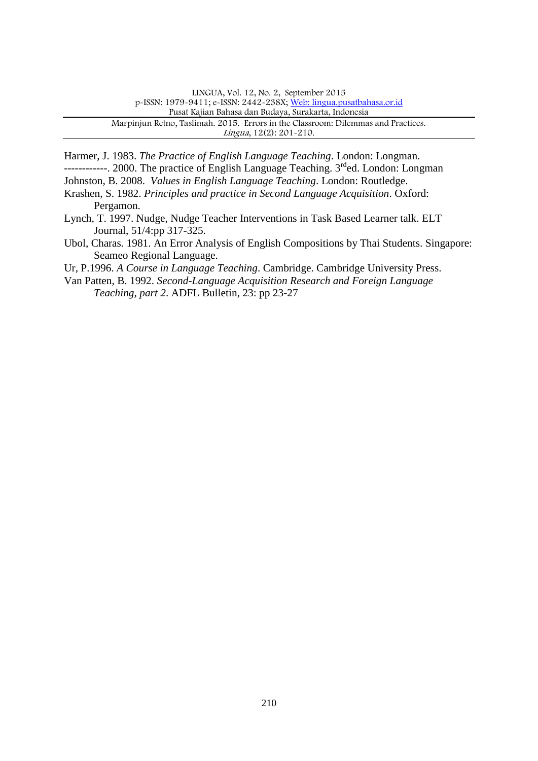Harmer, J. 1983. *The Practice of English Language Teaching*. London: Longman.

------------. 2000. The practice of English Language Teaching. 3rd ed. London: Longman

Johnston, B. 2008. *Values in English Language Teaching*. London: Routledge.

Krashen, S. 1982. *Principles and practice in Second Language Acquisition*. Oxford: Pergamon.

Lynch, T. 1997. Nudge, Nudge Teacher Interventions in Task Based Learner talk. ELT Journal, 51/4:pp 317-325.

Ubol, Charas. 1981. An Error Analysis of English Compositions by Thai Students. Singapore: Seameo Regional Language.

Ur, P.1996. *A Course in Language Teaching*. Cambridge. Cambridge University Press.

Van Patten, B. 1992. *Second-Language Acquisition Research and Foreign Language Teaching, part 2*. ADFL Bulletin, 23: pp 23-27